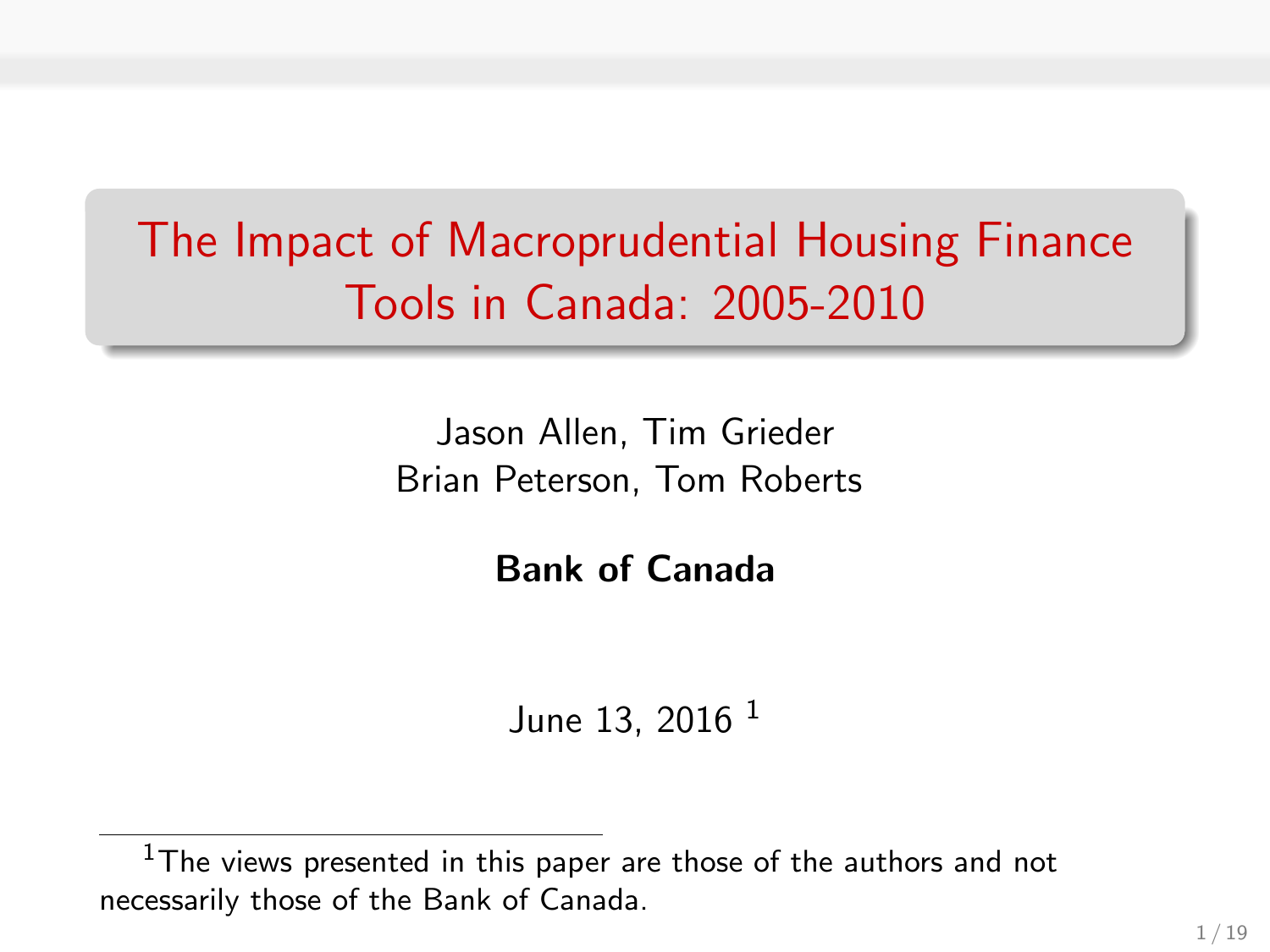# The Impact of Macroprudential Housing Finance Tools in Canada: 2005-2010

Jason Allen, Tim Grieder
Brian Peterson, Tom Roberts

**Bank of Canada**

June 13, 2016 [1]

[1] The views presented in this paper are those of the authors and not necessarily those of the Bank of Canada.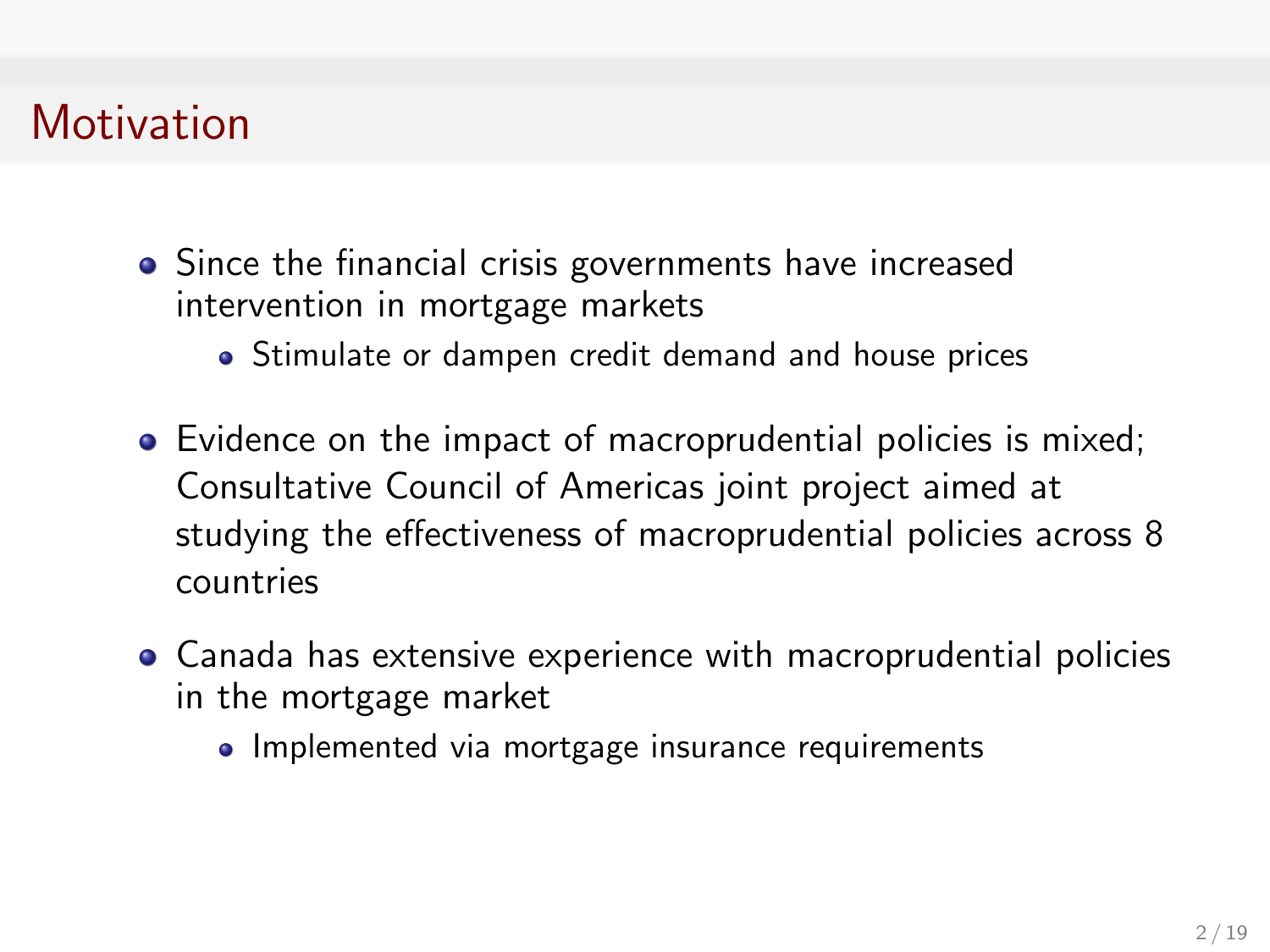# Motivation

- Since the financial crisis governments have increased intervention in mortgage markets
  - Stimulate or dampen credit demand and house prices
- Evidence on the impact of macroprudential policies is mixed; Consultative Council of Americas joint project aimed at studying the effectiveness of macroprudential policies across 8 countries
- Canada has extensive experience with macroprudential policies in the mortgage market
  - Implemented via mortgage insurance requirements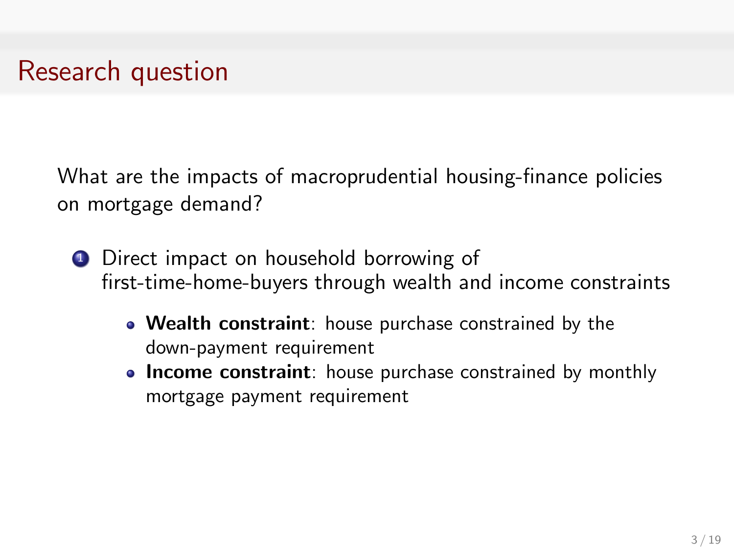# Research question

What are the impacts of macroprudential housing-finance policies on mortgage demand?

1. Direct impact on household borrowing of first-time-home-buyers through wealth and income constraints
   - **Wealth constraint**: house purchase constrained by the down-payment requirement
   - **Income constraint**: house purchase constrained by monthly mortgage payment requirement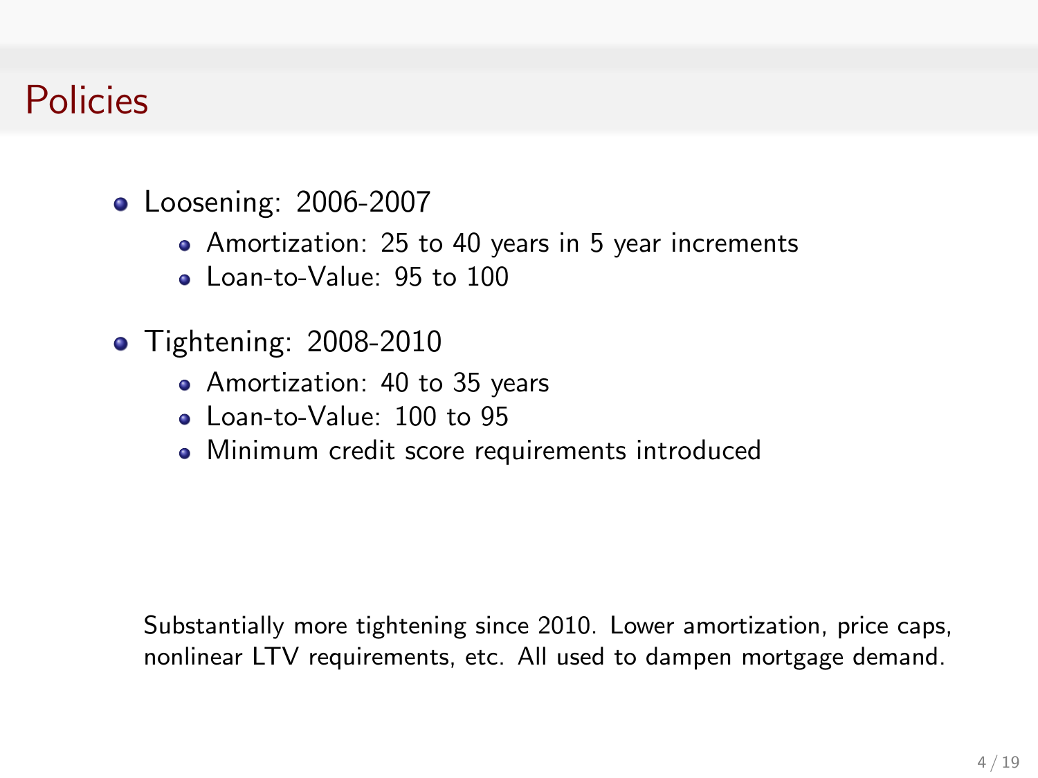# Policies

- Loosening: 2006-2007
  - Amortization: 25 to 40 years in 5 year increments
  - Loan-to-Value: 95 to 100
- Tightening: 2008-2010
  - Amortization: 40 to 35 years
  - Loan-to-Value: 100 to 95
  - Minimum credit score requirements introduced

Substantially more tightening since 2010. Lower amortization, price caps, nonlinear LTV requirements, etc. All used to dampen mortgage demand.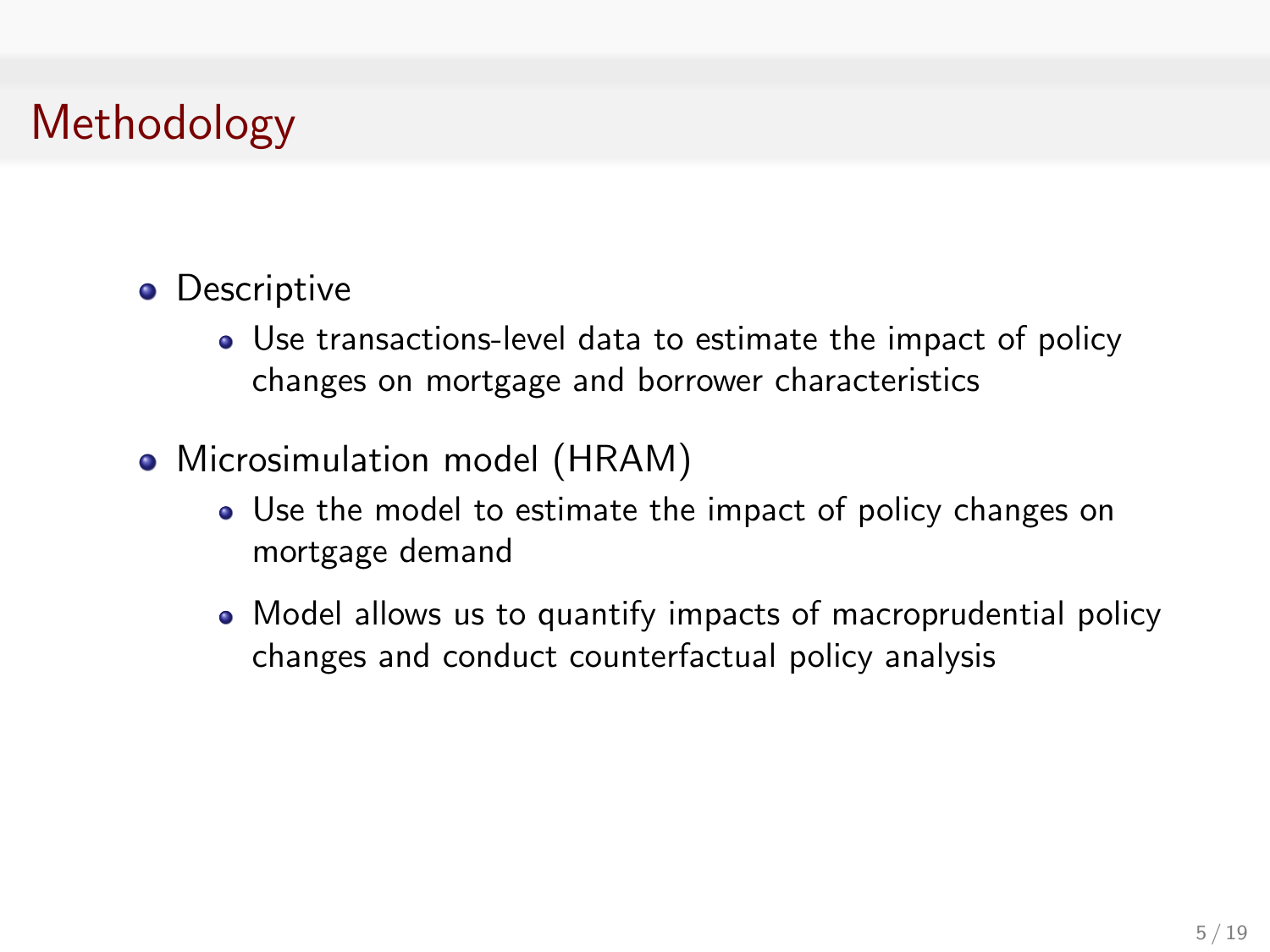# Methodology

- Descriptive
  - Use transactions-level data to estimate the impact of policy changes on mortgage and borrower characteristics
- Microsimulation model (HRAM)
  - Use the model to estimate the impact of policy changes on mortgage demand
  - Model allows us to quantify impacts of macroprudential policy changes and conduct counterfactual policy analysis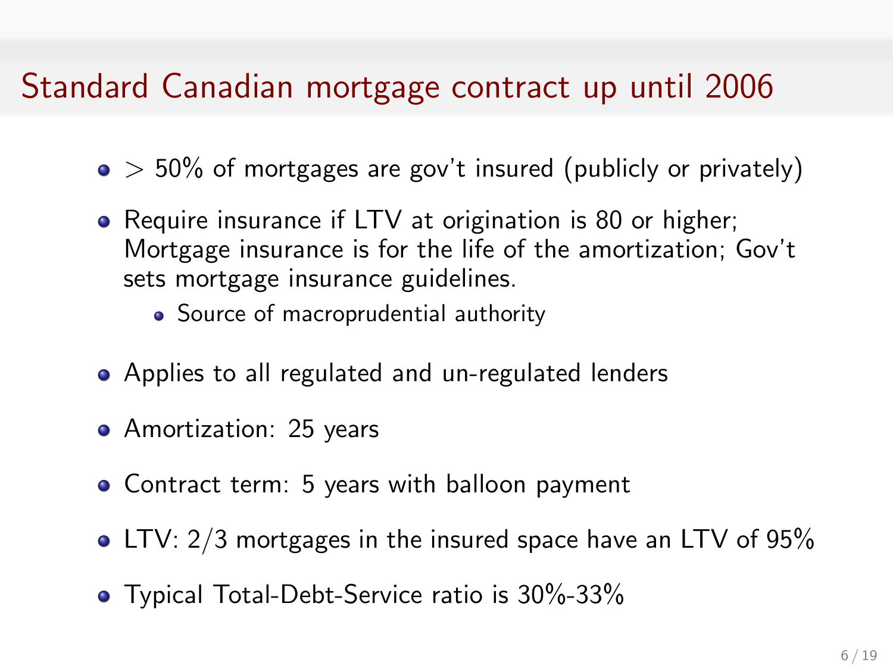# Standard Canadian mortgage contract up until 2006

- $>$ 50% of mortgages are gov't insured (publicly or privately)
- Require insurance if LTV at origination is 80 or higher; Mortgage insurance is for the life of the amortization; Gov't sets mortgage insurance guidelines.
  - Source of macroprudential authority
- Applies to all regulated and un-regulated lenders
- Amortization: 25 years
- Contract term: 5 years with balloon payment
- LTV: 2/3 mortgages in the insured space have an LTV of 95%
- Typical Total-Debt-Service ratio is 30%-33%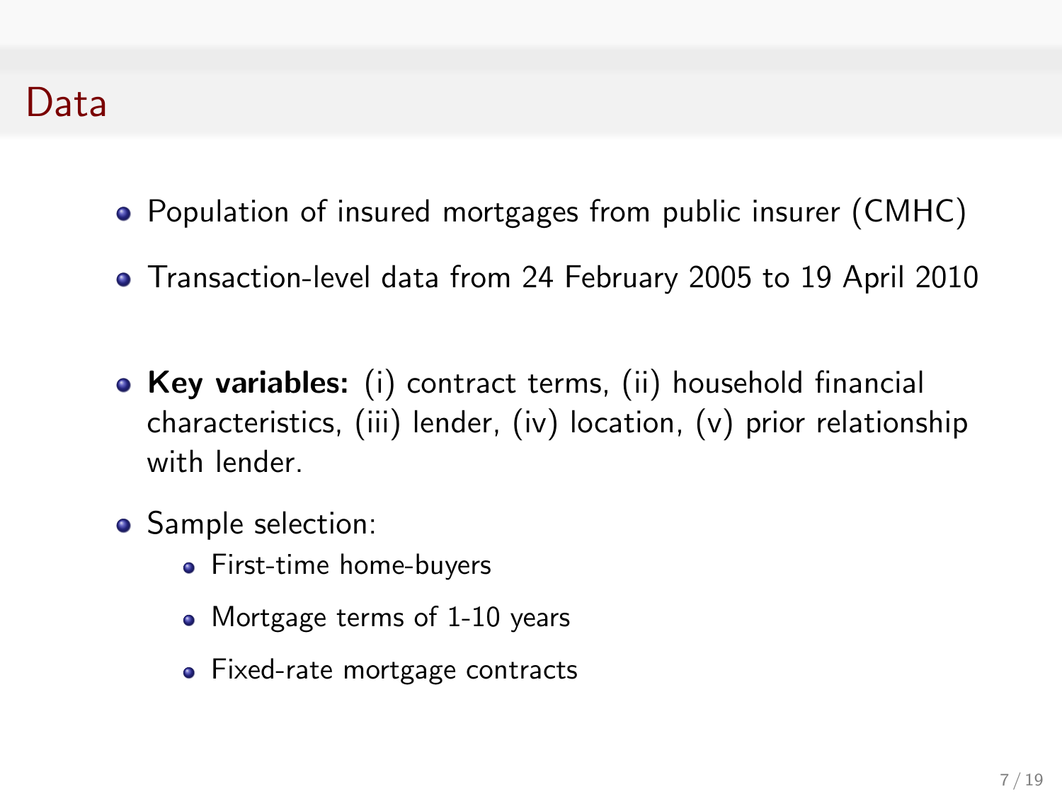# Data

- Population of insured mortgages from public insurer (CMHC)
- Transaction-level data from 24 February 2005 to 19 April 2010

- **Key variables:** (i) contract terms, (ii) household financial characteristics, (iii) lender, (iv) location, (v) prior relationship with lender.
- Sample selection:
  - First-time home-buyers
  - Mortgage terms of 1-10 years
  - Fixed-rate mortgage contracts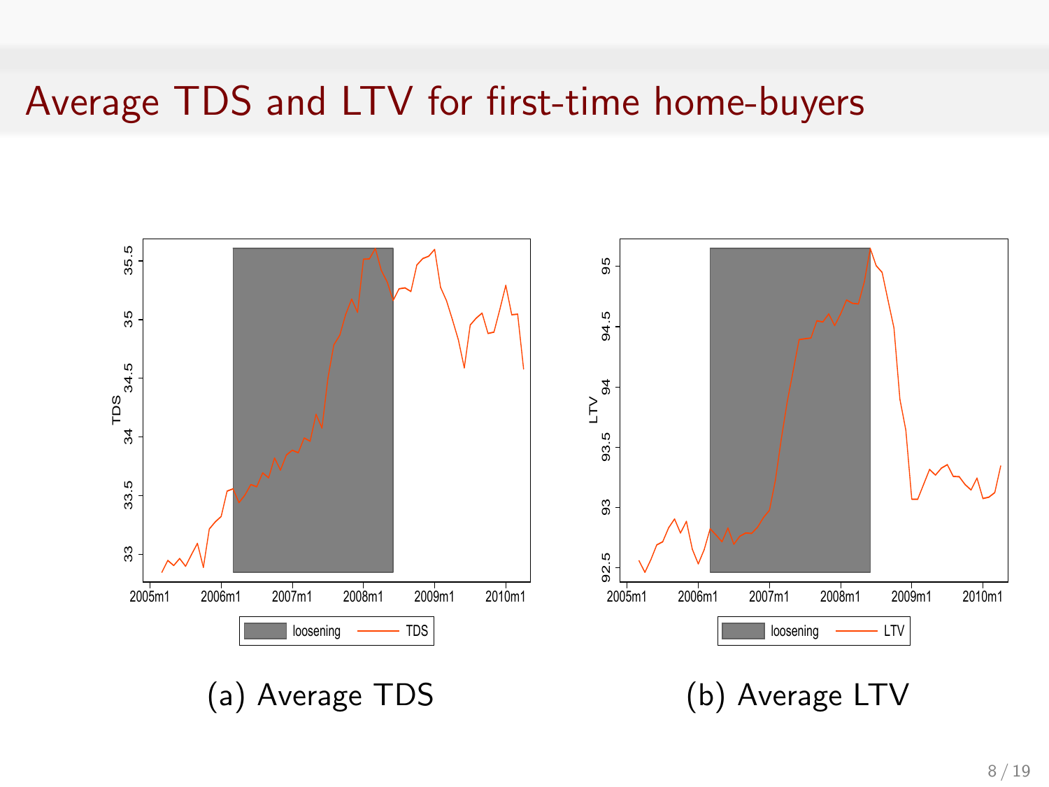# Average TDS and LTV for first-time home-buyers

(a) Average TDS

(b) Average LTV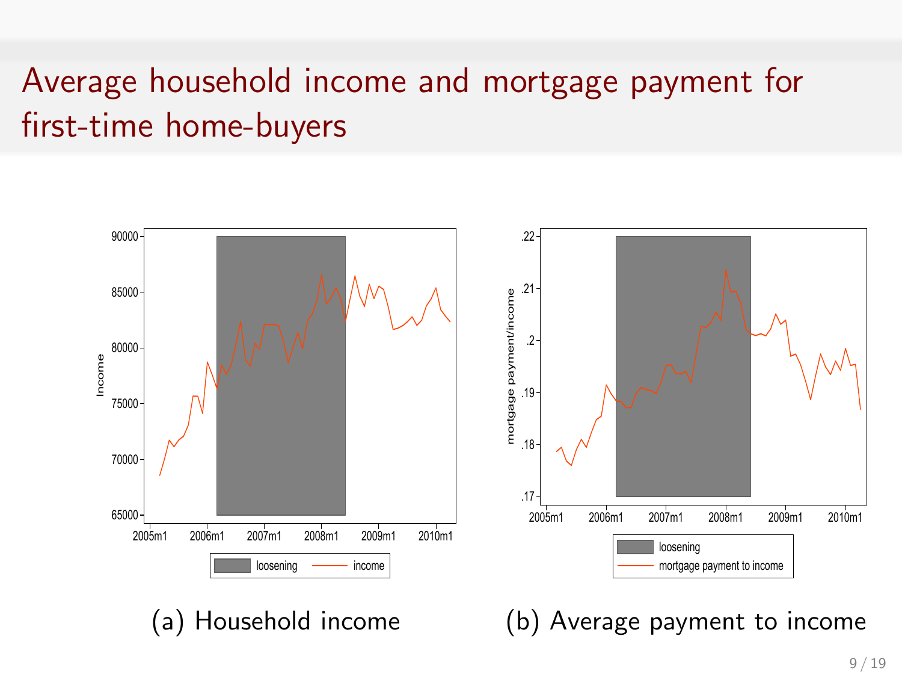# Average household income and mortgage payment for first-time home-buyers

(a) Household income

(b) Average payment to income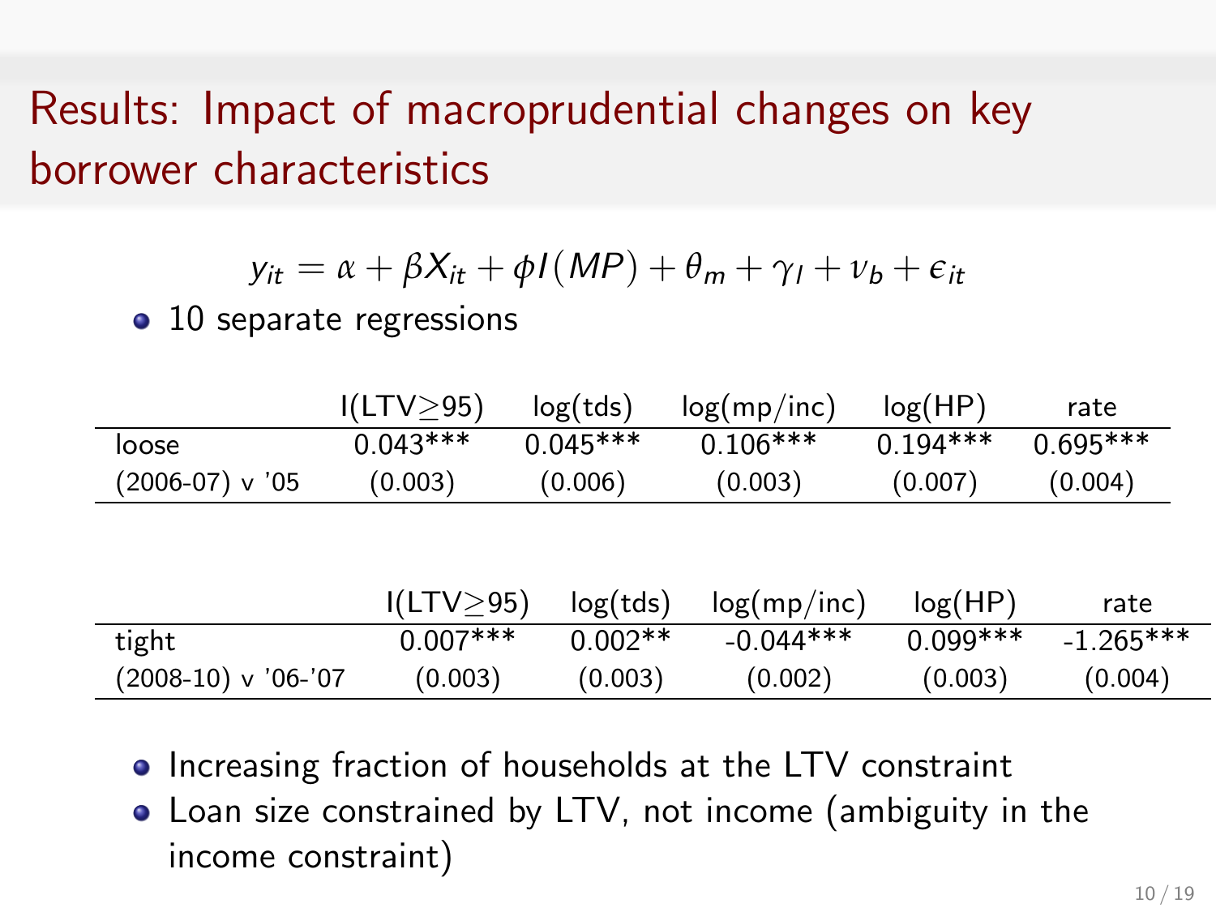# Results: Impact of macroprudential changes on key borrower characteristics

$$y_{it} = \alpha + \beta X_{it} + \phi I(MP) + \theta_m + \gamma_l + \nu_b + \epsilon_{it}$$

- 10 separate regressions

| | I(LTV≥95) | log(tds) | log(mp/inc) | log(HP) | rate |
|---|---|---|---|---|---|
| loose | 0.043*** | 0.045*** | 0.106*** | 0.194*** | 0.695*** |
| (2006-07) v '05 | (0.003) | (0.006) | (0.003) | (0.007) | (0.004) |

| | I(LTV≥95) | log(tds) | log(mp/inc) | log(HP) | rate |
|---|---|---|---|---|---|
| tight | 0.007*** | 0.002** | -0.044*** | 0.099*** | -1.265*** |
| (2008-10) v '06-'07 | (0.003) | (0.003) | (0.002) | (0.003) | (0.004) |

- Increasing fraction of households at the LTV constraint
- Loan size constrained by LTV, not income (ambiguity in the income constraint)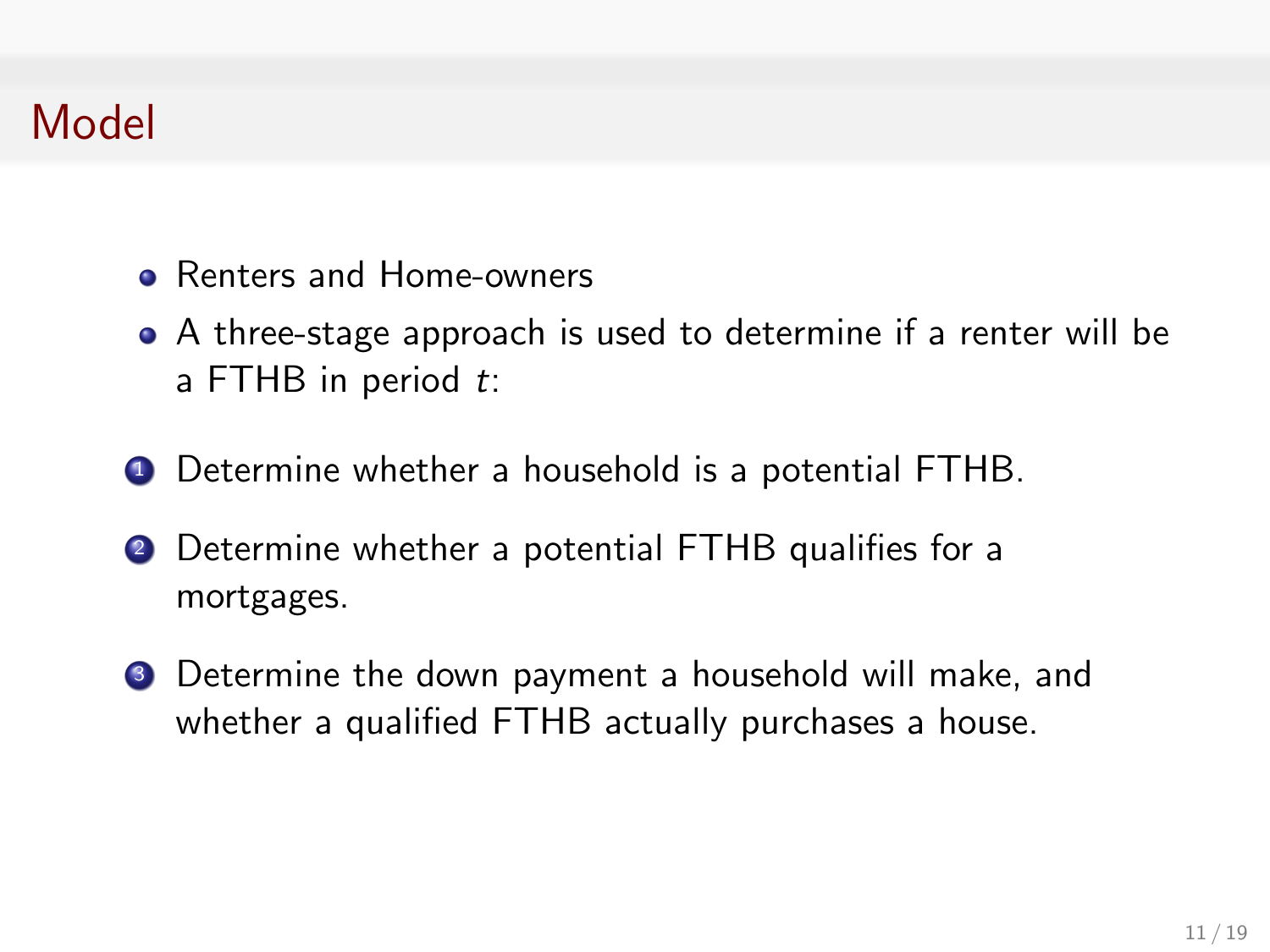# Model

- Renters and Home-owners
- A three-stage approach is used to determine if a renter will be a FTHB in period $t$:

1. Determine whether a household is a potential FTHB.
2. Determine whether a potential FTHB qualifies for a mortgages.
3. Determine the down payment a household will make, and whether a qualified FTHB actually purchases a house.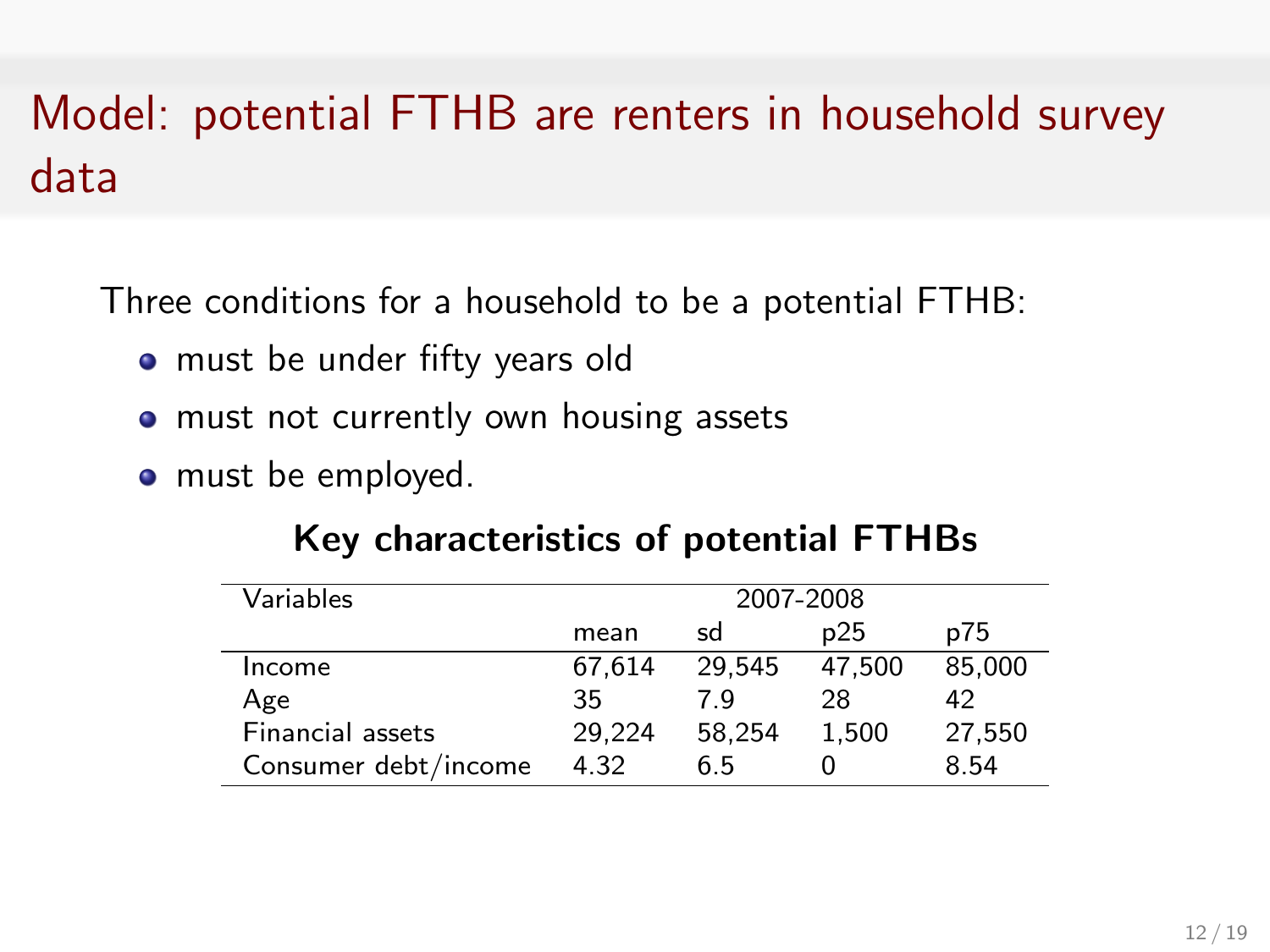# Model: potential FTHB are renters in household survey data

Three conditions for a household to be a potential FTHB:

- must be under fifty years old
- must not currently own housing assets
- must be employed.

**Key characteristics of potential FTHBs**

| Variables | 2007-2008 | | | |
|---|---|---|---|---|
| | mean | sd | p25 | p75 |
| Income | 67,614 | 29,545 | 47,500 | 85,000 |
| Age | 35 | 7.9 | 28 | 42 |
| Financial assets | 29,224 | 58,254 | 1,500 | 27,550 |
| Consumer debt/income | 4.32 | 6.5 | 0 | 8.54 |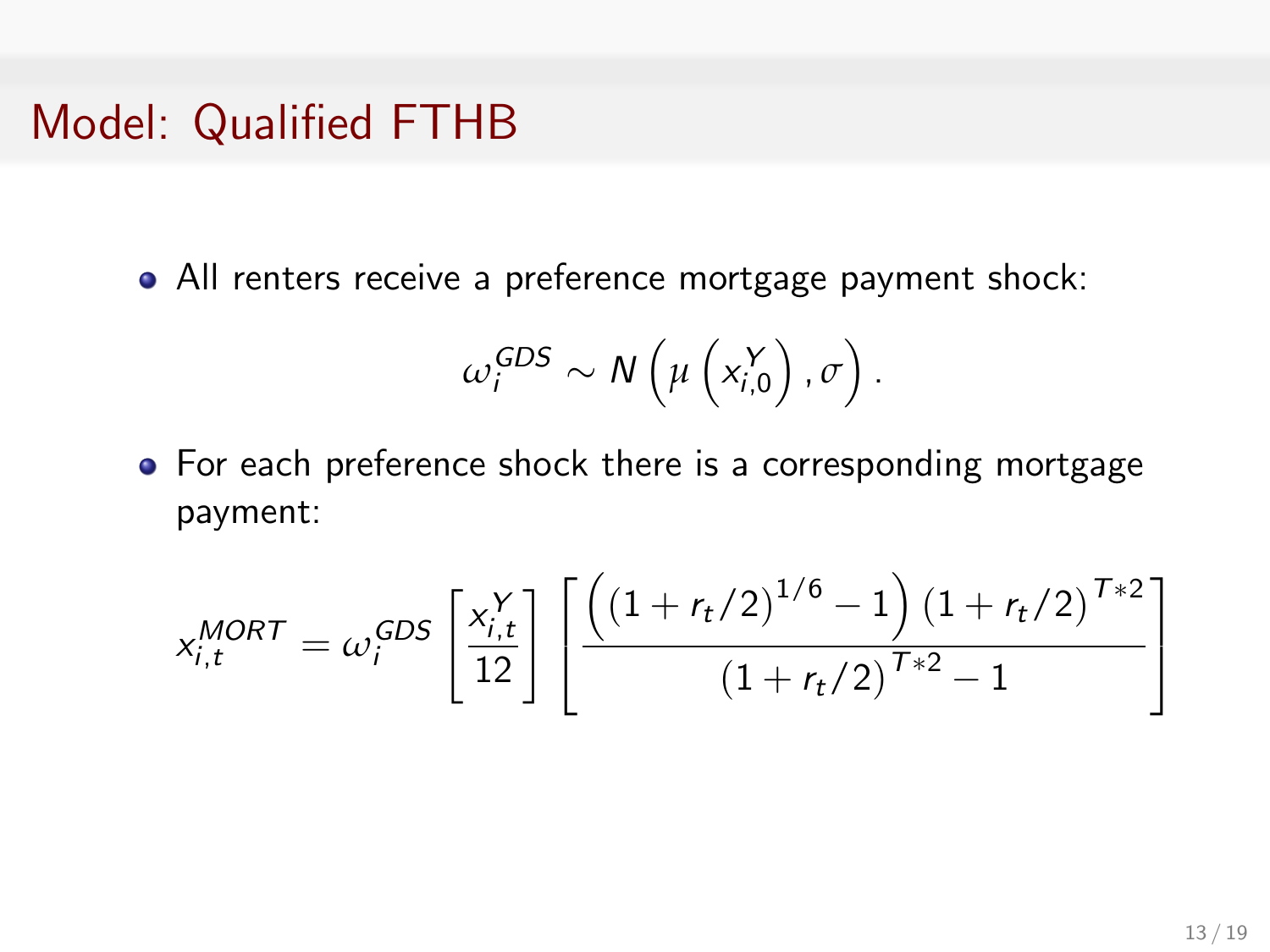# Model: Qualified FTHB

- All renters receive a preference mortgage payment shock:

$$\omega_i^{GDS} \sim N\left(\mu\left(x_{i,0}^{Y}\right), \sigma\right).$$

- For each preference shock there is a corresponding mortgage payment:

$$x_{i,t}^{MORT} = \omega_i^{GDS}\left[\frac{x_{i,t}^{Y}}{12}\right]\left[\frac{\left(\left(1 + r_t/2\right)^{1/6} - 1\right)\left(1 + r_t/2\right)^{T*2}}{\left(1 + r_t/2\right)^{T*2} - 1}\right]$$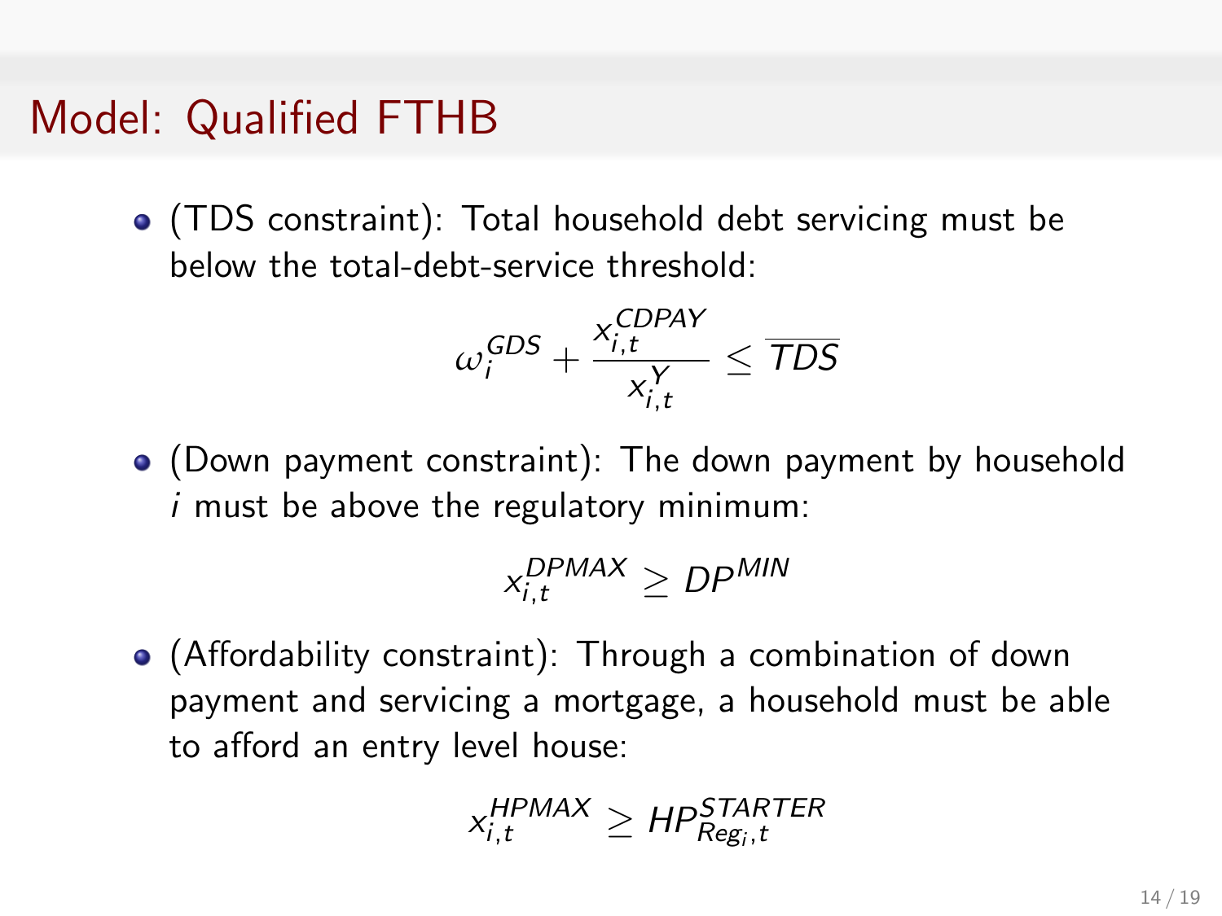# Model: Qualified FTHB

- (TDS constraint): Total household debt servicing must be below the total-debt-service threshold:

$$\omega_i^{GDS} + \frac{x_{i,t}^{CDPAY}}{x_{i,t}^{Y}} \leq \overline{TDS}$$

- (Down payment constraint): The down payment by household $i$ must be above the regulatory minimum:

$$x_{i,t}^{DPMAX} \geq DP^{MIN}$$

- (Affordability constraint): Through a combination of down payment and servicing a mortgage, a household must be able to afford an entry level house:

$$x_{i,t}^{HPMAX} \geq HP_{Reg_i,t}^{STARTER}$$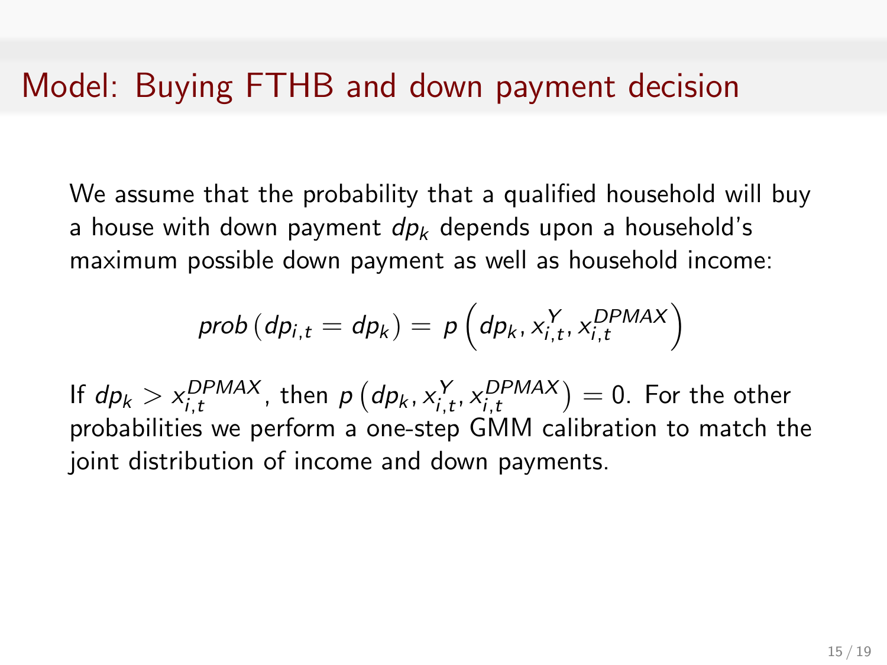# Model: Buying FTHB and down payment decision

We assume that the probability that a qualified household will buy a house with down payment $dp_k$ depends upon a household's maximum possible down payment as well as household income:

$$prob\left(dp_{i,t} = dp_k\right) = p\left(dp_k, x_{i,t}^{Y}, x_{i,t}^{DPMAX}\right)$$

If $dp_k > x_{i,t}^{DPMAX}$, then $p\left(dp_k, x_{i,t}^{Y}, x_{i,t}^{DPMAX}\right) = 0$. For the other probabilities we perform a one-step GMM calibration to match the joint distribution of income and down payments.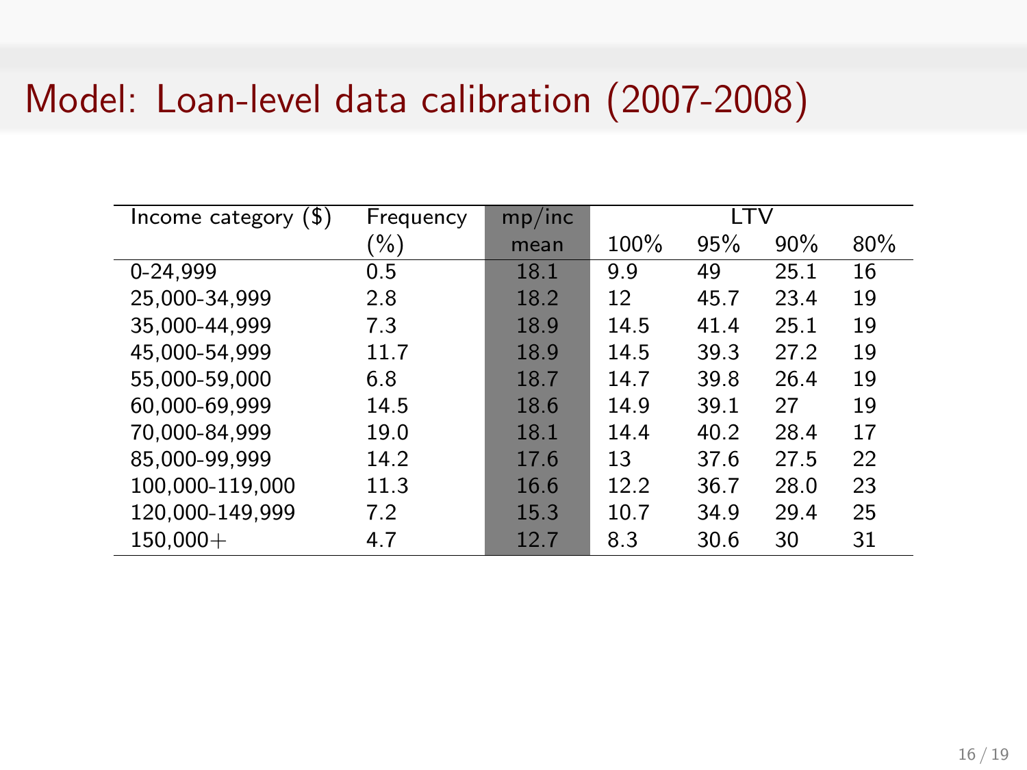# Model: Loan-level data calibration (2007-2008)

| Income category ($) | Frequency | mp/inc | LTV | | | |
|---|---|---|---|---|---|---|
| | (%) | mean | 100% | 95% | 90% | 80% |
| 0-24,999 | 0.5 | 18.1 | 9.9 | 49 | 25.1 | 16 |
| 25,000-34,999 | 2.8 | 18.2 | 12 | 45.7 | 23.4 | 19 |
| 35,000-44,999 | 7.3 | 18.9 | 14.5 | 41.4 | 25.1 | 19 |
| 45,000-54,999 | 11.7 | 18.9 | 14.5 | 39.3 | 27.2 | 19 |
| 55,000-59,000 | 6.8 | 18.7 | 14.7 | 39.8 | 26.4 | 19 |
| 60,000-69,999 | 14.5 | 18.6 | 14.9 | 39.1 | 27 | 19 |
| 70,000-84,999 | 19.0 | 18.1 | 14.4 | 40.2 | 28.4 | 17 |
| 85,000-99,999 | 14.2 | 17.6 | 13 | 37.6 | 27.5 | 22 |
| 100,000-119,000 | 11.3 | 16.6 | 12.2 | 36.7 | 28.0 | 23 |
| 120,000-149,999 | 7.2 | 15.3 | 10.7 | 34.9 | 29.4 | 25 |
| 150,000+ | 4.7 | 12.7 | 8.3 | 30.6 | 30 | 31 |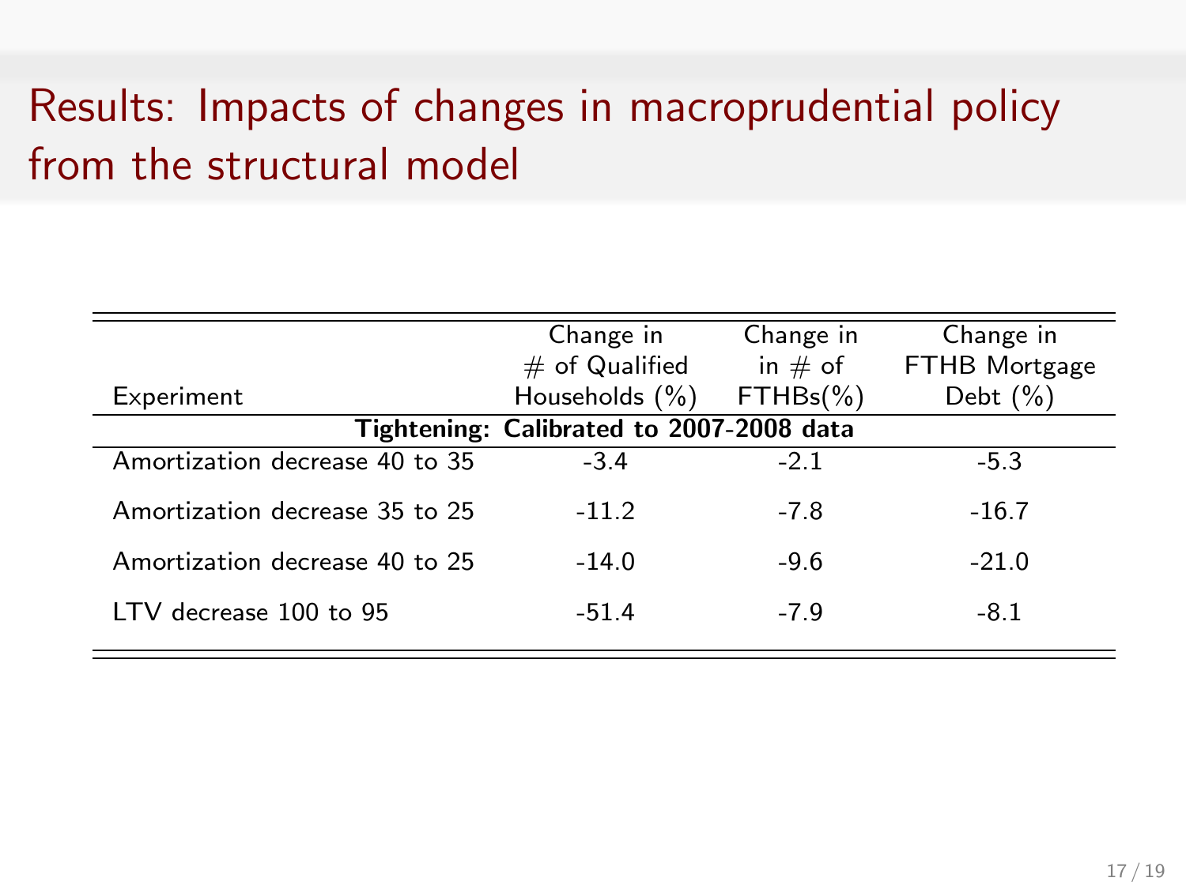# Results: Impacts of changes in macroprudential policy from the structural model

| Experiment | Change in # of Qualified Households (%) | Change in in # of FTHBs(%) | Change in FTHB Mortgage Debt (%) |
|---|---|---|---|
| **Tightening: Calibrated to 2007-2008 data** | | | |
| Amortization decrease 40 to 35 | -3.4 | -2.1 | -5.3 |
| Amortization decrease 35 to 25 | -11.2 | -7.8 | -16.7 |
| Amortization decrease 40 to 25 | -14.0 | -9.6 | -21.0 |
| LTV decrease 100 to 95 | -51.4 | -7.9 | -8.1 |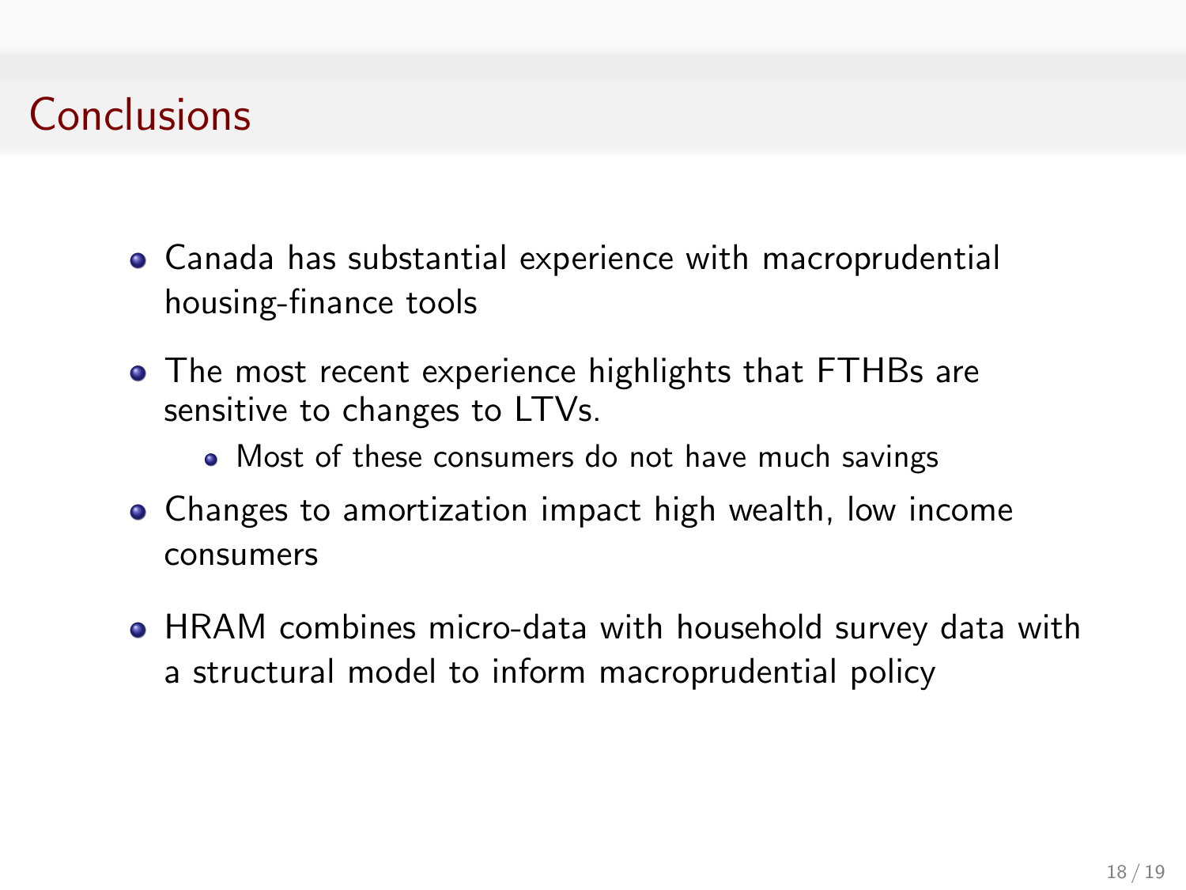# Conclusions

- Canada has substantial experience with macroprudential housing-finance tools
- The most recent experience highlights that FTHBs are sensitive to changes to LTVs.
  - Most of these consumers do not have much savings
- Changes to amortization impact high wealth, low income consumers
- HRAM combines micro-data with household survey data with a structural model to inform macroprudential policy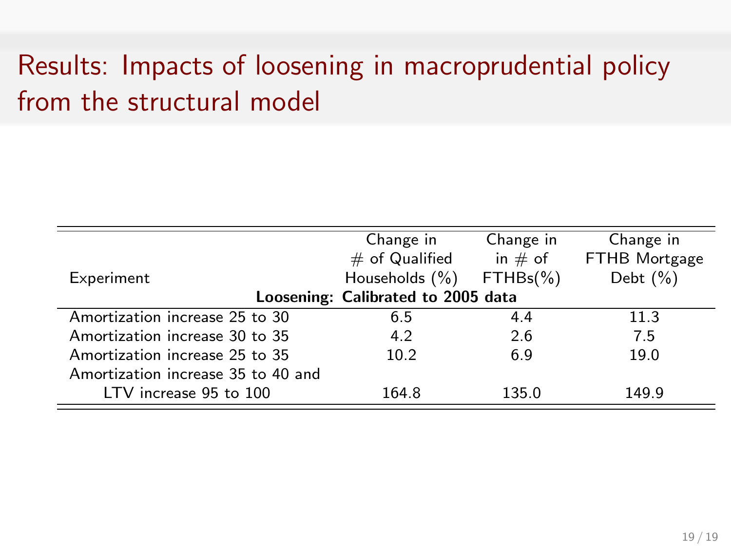# Results: Impacts of loosening in macroprudential policy from the structural model

| Experiment | Change in # of Qualified Households (%) | Change in in # of FTHBs(%) | Change in FTHB Mortgage Debt (%) |
|---|---|---|---|
| **Loosening: Calibrated to 2005 data** | | | |
| Amortization increase 25 to 30 | 6.5 | 4.4 | 11.3 |
| Amortization increase 30 to 35 | 4.2 | 2.6 | 7.5 |
| Amortization increase 25 to 35 | 10.2 | 6.9 | 19.0 |
| Amortization increase 35 to 40 and LTV increase 95 to 100 | 164.8 | 135.0 | 149.9 |